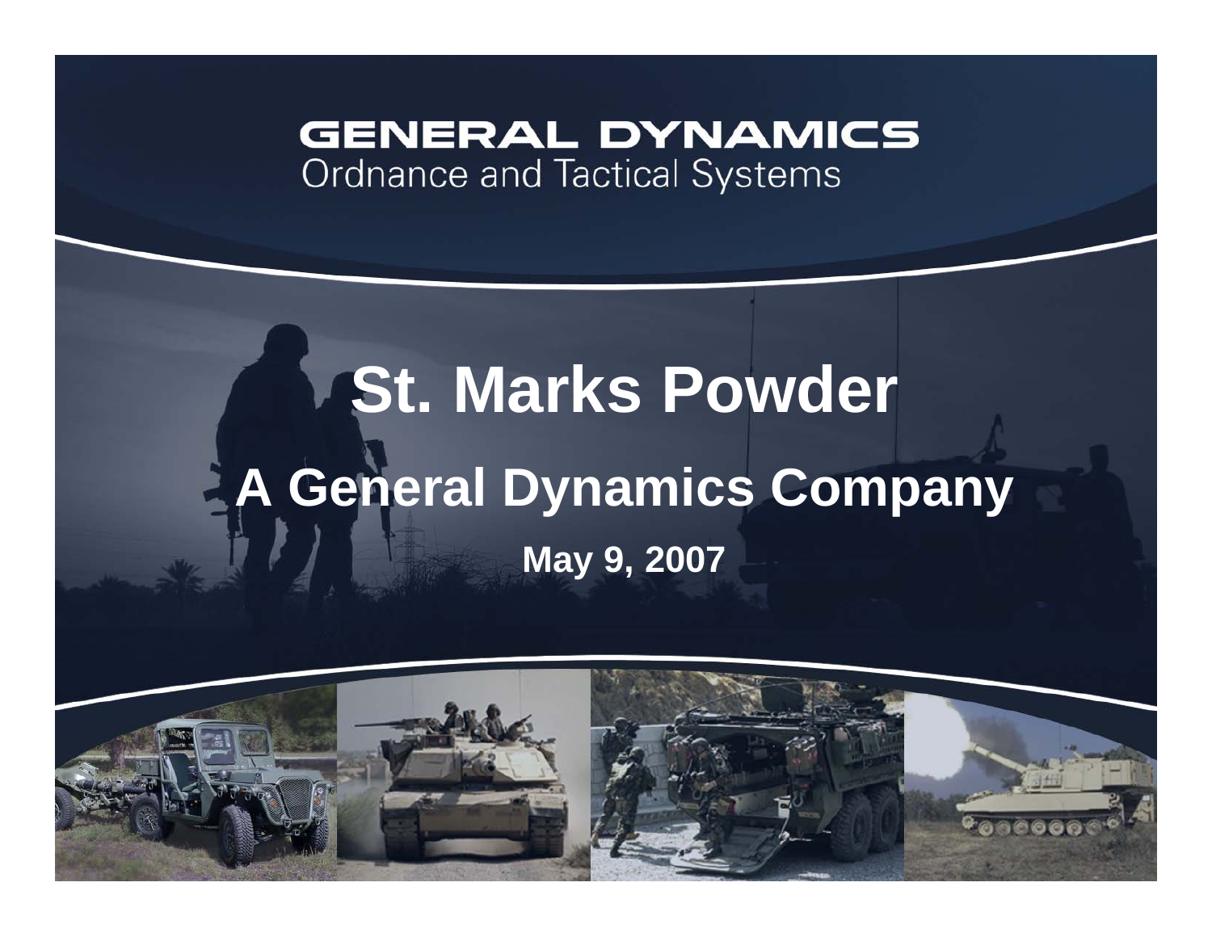GENERAL DYNAMICS
Ordnance and Tactical Systems

# St. Marks Powder

## A General Dynamics Company

**May 9, 2007**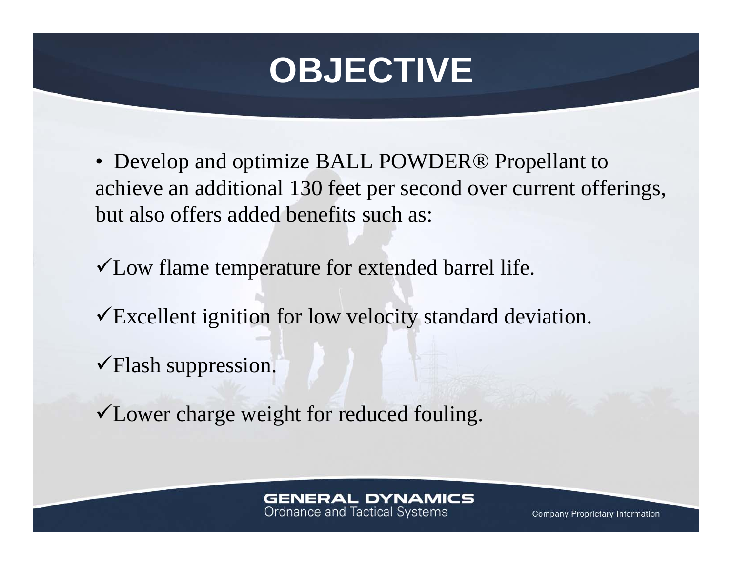# OBJECTIVE

- Develop and optimize BALL POWDER® Propellant to achieve an additional 130 feet per second over current offerings, but also offers added benefits such as:

✓Low flame temperature for extended barrel life.

✓Excellent ignition for low velocity standard deviation.

✓Flash suppression.

✓Lower charge weight for reduced fouling.

GENERAL DYNAMICS
Ordnance and Tactical Systems

Company Proprietary Information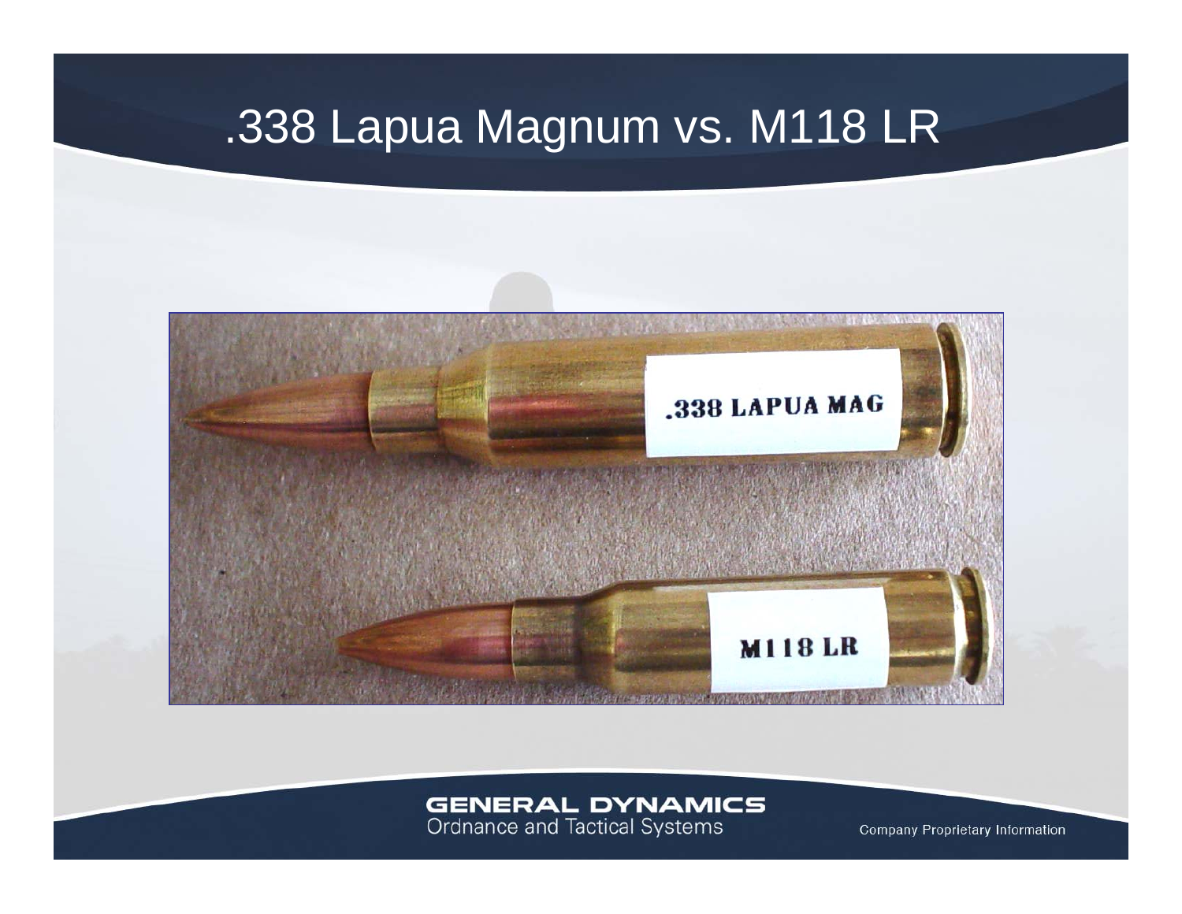# .338 Lapua Magnum vs. M118 LR

.338 LAPUA MAG

M118 LR

GENERAL DYNAMICS
Ordnance and Tactical Systems

Company Proprietary Information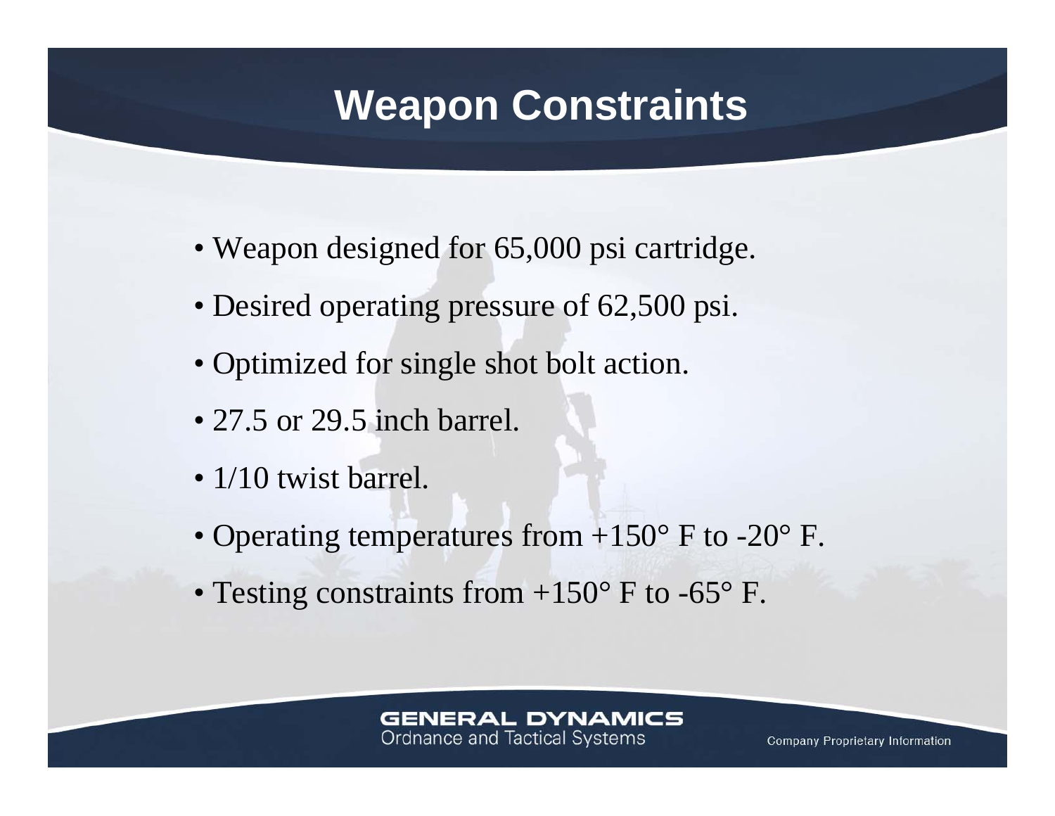# Weapon Constraints

- Weapon designed for 65,000 psi cartridge.
- Desired operating pressure of 62,500 psi.
- Optimized for single shot bolt action.
- 27.5 or 29.5 inch barrel.
- 1/10 twist barrel.
- Operating temperatures from +150° F to -20° F.
- Testing constraints from +150° F to -65° F.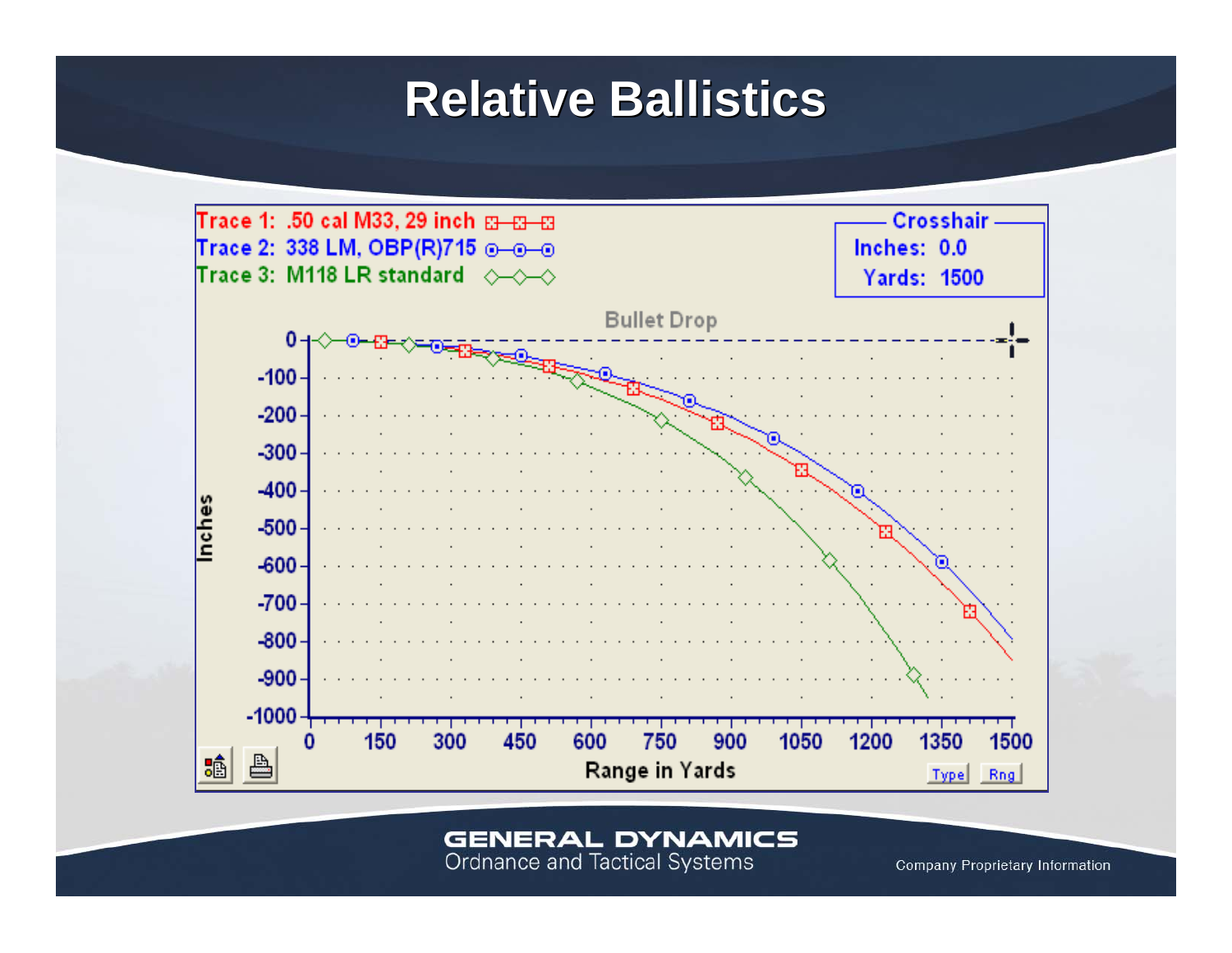# Relative Ballistics

Trace 1: .50 cal M33, 29 inch

Trace 2: 338 LM, OBP(R)715

Trace 3: M118 LR standard

Crosshair
Inches: 0.0
Yards: 1500

Bullet Drop

Inches

0, -100, -200, -300, -400, -500, -600, -700, -800, -900, -1000

Range in Yards

0, 150, 300, 450, 600, 750, 900, 1050, 1200, 1350, 1500

Type Rng

**GENERAL DYNAMICS**
Ordnance and Tactical Systems

Company Proprietary Information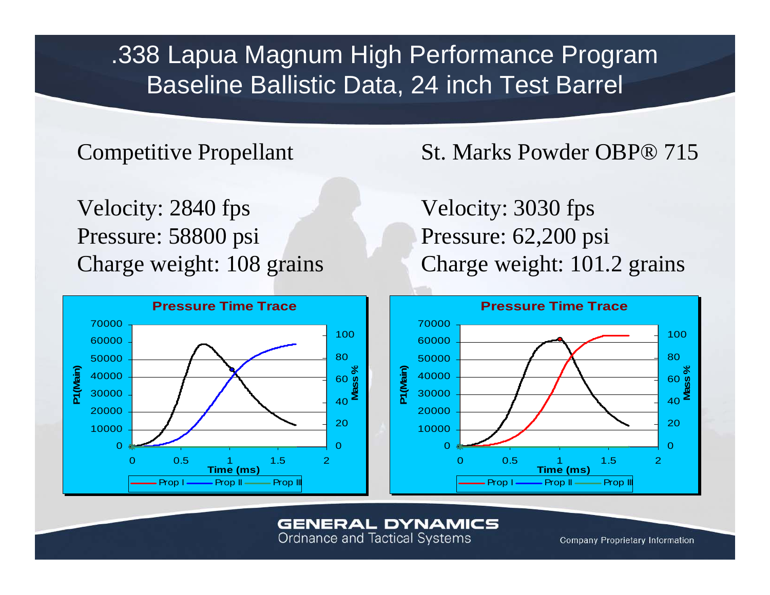# .338 Lapua Magnum High Performance Program Baseline Ballistic Data, 24 inch Test Barrel

**Competitive Propellant**

Velocity: 2840 fps
Pressure: 58800 psi
Charge weight: 108 grains

**St. Marks Powder OBP® 715**

Velocity: 3030 fps
Pressure: 62,200 psi
Charge weight: 101.2 grains

Pressure Time Trace

Pressure Time Trace

Company Proprietary Information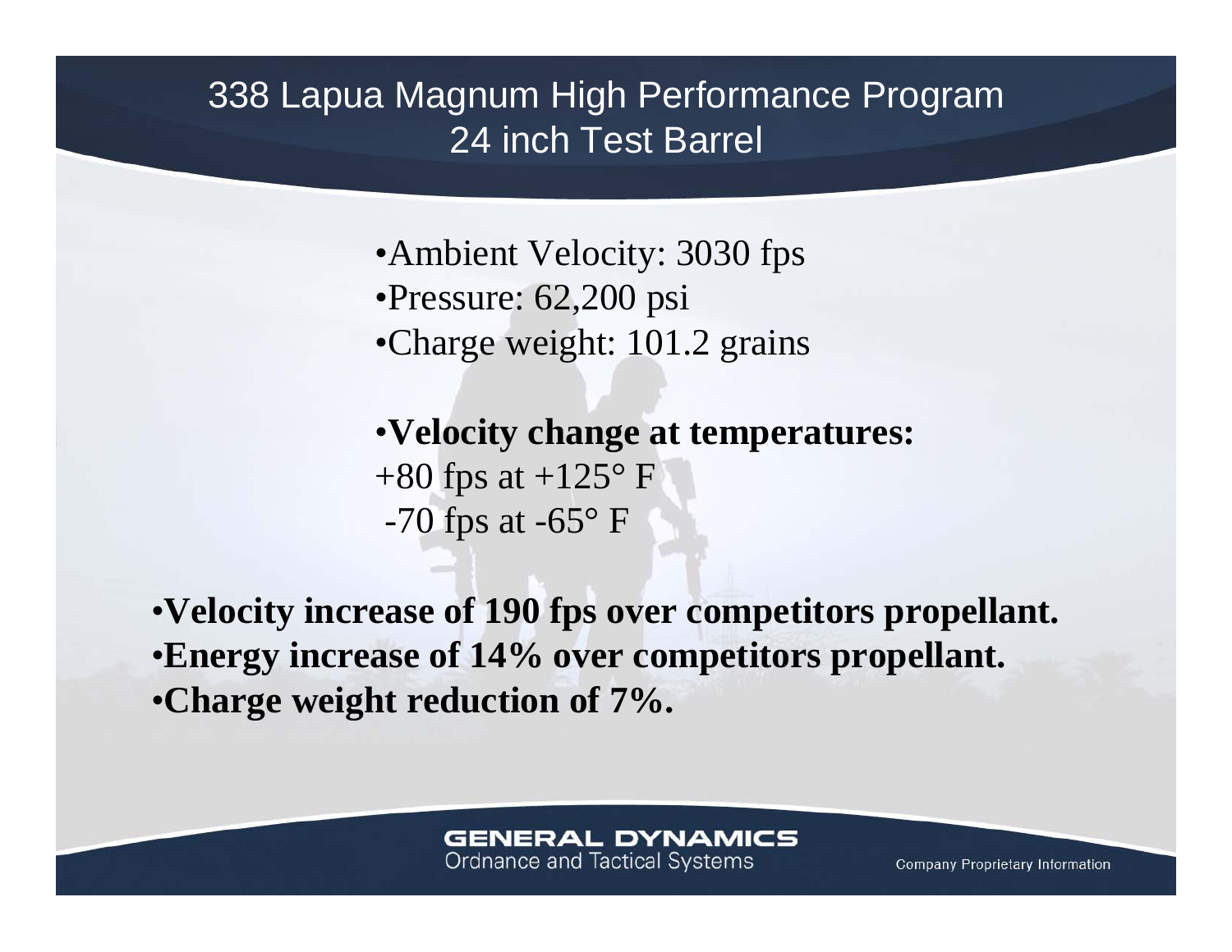# 338 Lapua Magnum High Performance Program
## 24 inch Test Barrel

- Ambient Velocity: 3030 fps
- Pressure: 62,200 psi
- Charge weight: 101.2 grains

- **Velocity change at temperatures:**

+80 fps at +125° F
-70 fps at -65° F

- **Velocity increase of 190 fps over competitors propellant.**
- **Energy increase of 14% over competitors propellant.**
- **Charge weight reduction of 7%.**

GENERAL DYNAMICS
Ordnance and Tactical Systems

Company Proprietary Information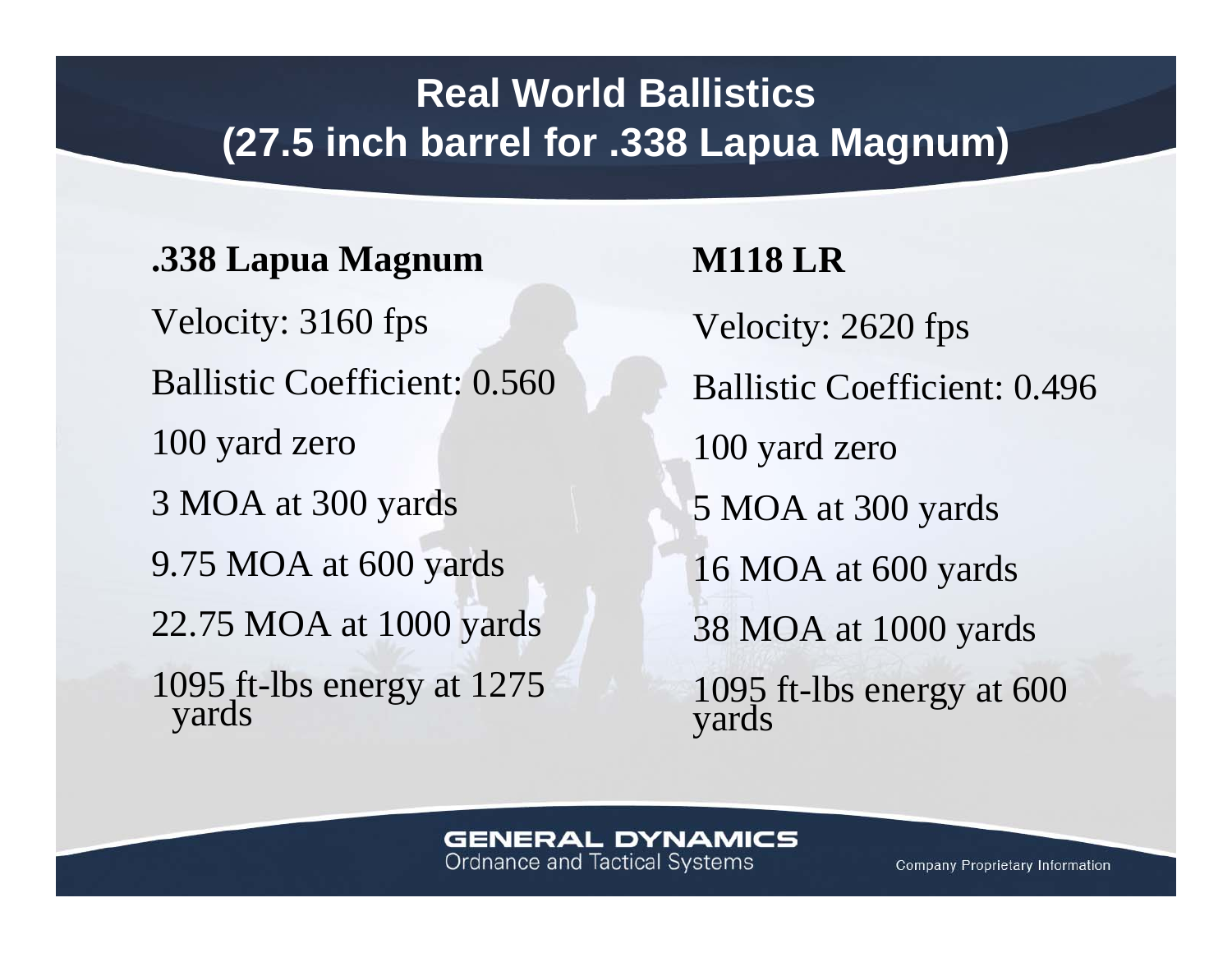# Real World Ballistics (27.5 inch barrel for .338 Lapua Magnum)

**.338 Lapua Magnum**

Velocity: 3160 fps

Ballistic Coefficient: 0.560

100 yard zero

3 MOA at 300 yards

9.75 MOA at 600 yards

22.75 MOA at 1000 yards

1095 ft-lbs energy at 1275 yards

**M118 LR**

Velocity: 2620 fps

Ballistic Coefficient: 0.496

100 yard zero

5 MOA at 300 yards

16 MOA at 600 yards

38 MOA at 1000 yards

1095 ft-lbs energy at 600 yards

GENERAL DYNAMICS
Ordnance and Tactical Systems

Company Proprietary Information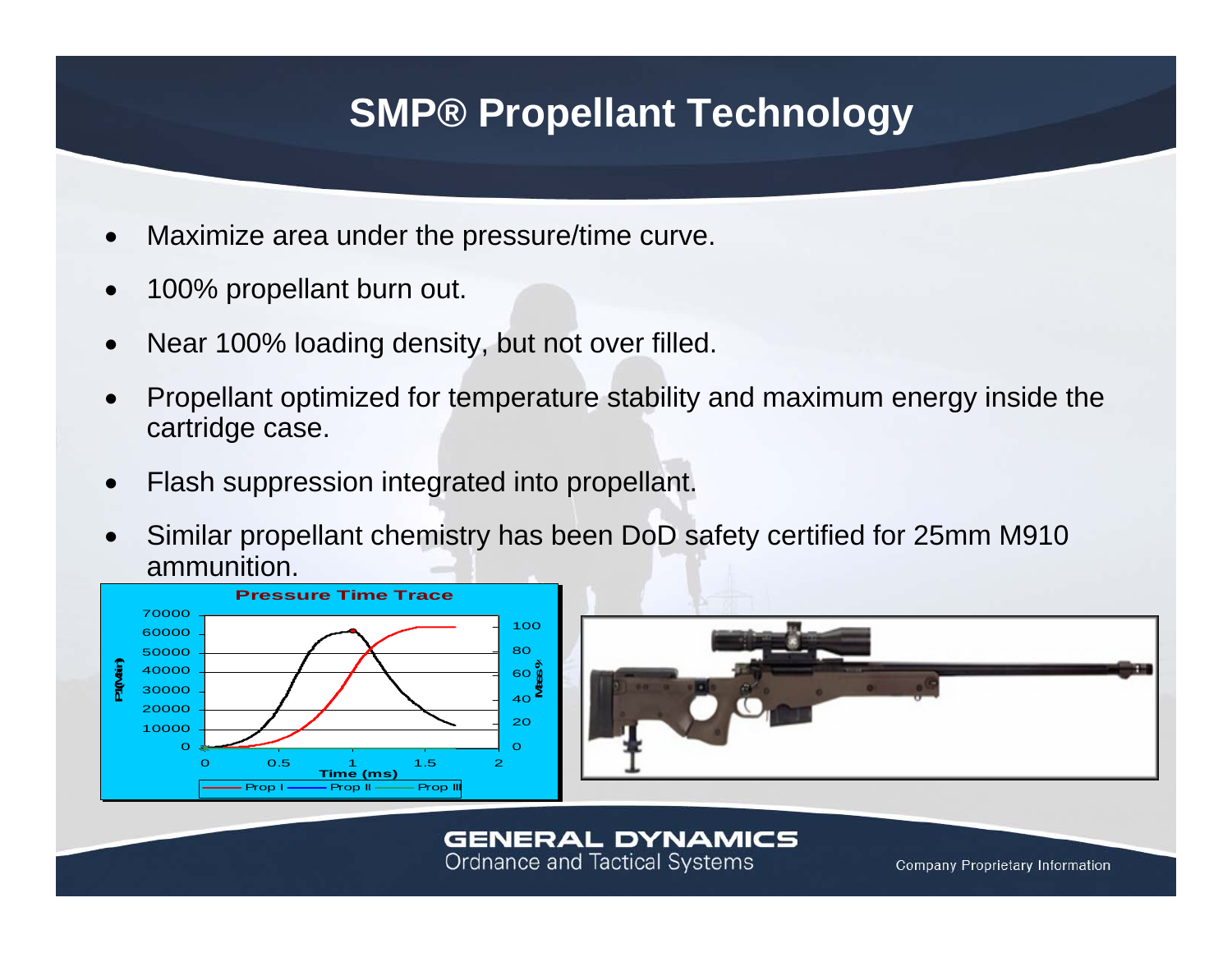# SMP® Propellant Technology

- Maximize area under the pressure/time curve.
- 100% propellant burn out.
- Near 100% loading density, but not over filled.
- Propellant optimized for temperature stability and maximum energy inside the cartridge case.
- Flash suppression integrated into propellant.
- Similar propellant chemistry has been DoD safety certified for 25mm M910 ammunition.

GENERAL DYNAMICS
Ordnance and Tactical Systems

Company Proprietary Information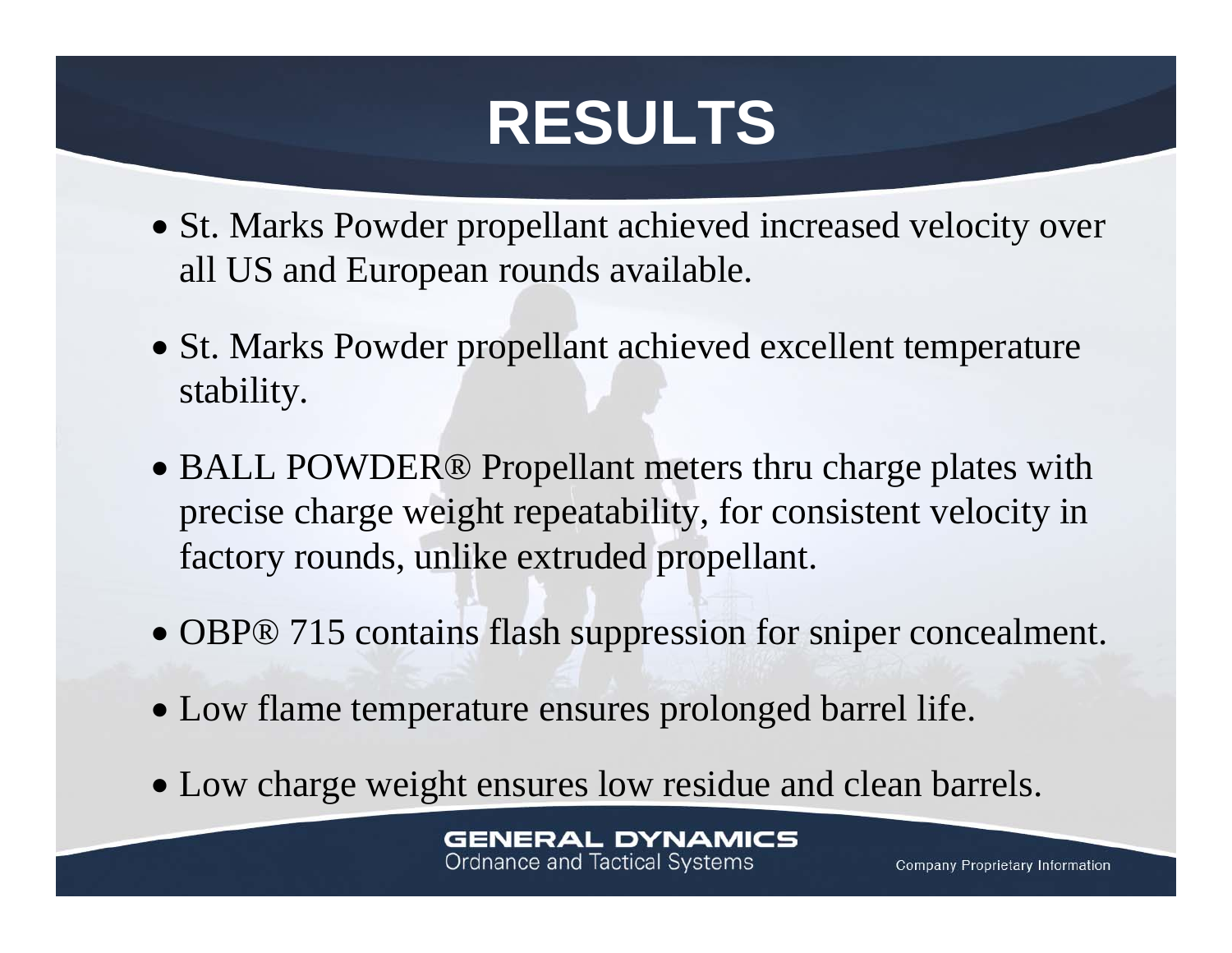# RESULTS

- St. Marks Powder propellant achieved increased velocity over all US and European rounds available.
- St. Marks Powder propellant achieved excellent temperature stability.
- BALL POWDER® Propellant meters thru charge plates with precise charge weight repeatability, for consistent velocity in factory rounds, unlike extruded propellant.
- OBP® 715 contains flash suppression for sniper concealment.
- Low flame temperature ensures prolonged barrel life.
- Low charge weight ensures low residue and clean barrels.

GENERAL DYNAMICS
Ordnance and Tactical Systems

Company Proprietary Information